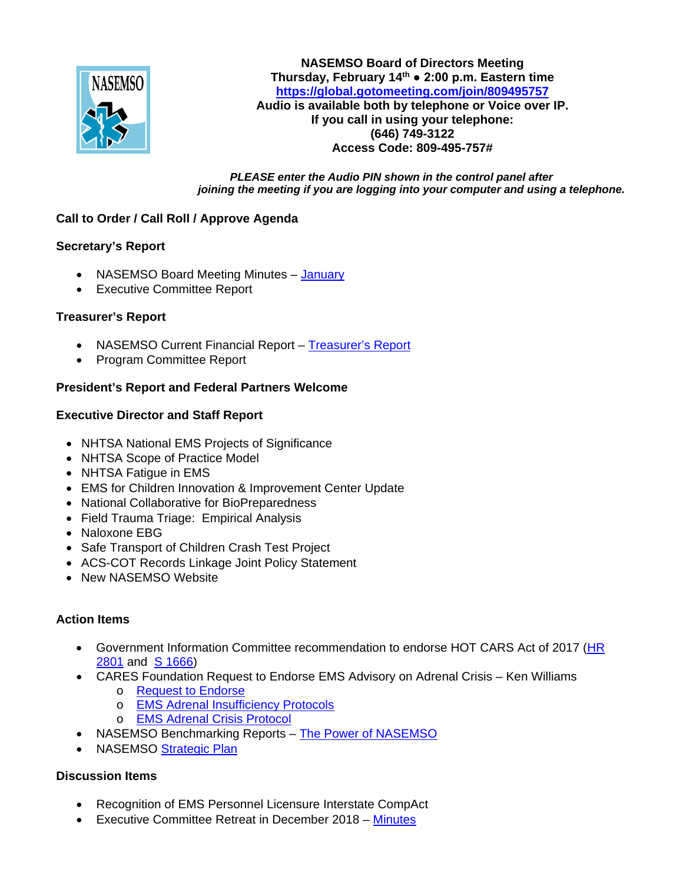**NASEMSO Board of Directors Meeting**
**Thursday, February 14th ● 2:00 p.m. Eastern time**
**https://global.gotomeeting.com/join/809495757**
**Audio is available both by telephone or Voice over IP.**
**If you call in using your telephone:**
**(646) 749-3122**
**Access Code: 809-495-757#**

***PLEASE enter the Audio PIN shown in the control panel after joining the meeting if you are logging into your computer and using a telephone.***

**Call to Order / Call Roll / Approve Agenda**

**Secretary's Report**

- NASEMSO Board Meeting Minutes – January
- Executive Committee Report

**Treasurer's Report**

- NASEMSO Current Financial Report – Treasurer's Report
- Program Committee Report

**President's Report and Federal Partners Welcome**

**Executive Director and Staff Report**

- NHTSA National EMS Projects of Significance
- NHTSA Scope of Practice Model
- NHTSA Fatigue in EMS
- EMS for Children Innovation & Improvement Center Update
- National Collaborative for BioPreparedness
- Field Trauma Triage: Empirical Analysis
- Naloxone EBG
- Safe Transport of Children Crash Test Project
- ACS-COT Records Linkage Joint Policy Statement
- New NASEMSO Website

**Action Items**

- Government Information Committee recommendation to endorse HOT CARS Act of 2017 (HR 2801 and S 1666)
- CARES Foundation Request to Endorse EMS Advisory on Adrenal Crisis – Ken Williams
  - Request to Endorse
  - EMS Adrenal Insufficiency Protocols
  - EMS Adrenal Crisis Protocol
- NASEMSO Benchmarking Reports – The Power of NASEMSO
- NASEMSO Strategic Plan

**Discussion Items**

- Recognition of EMS Personnel Licensure Interstate CompAct
- Executive Committee Retreat in December 2018 – Minutes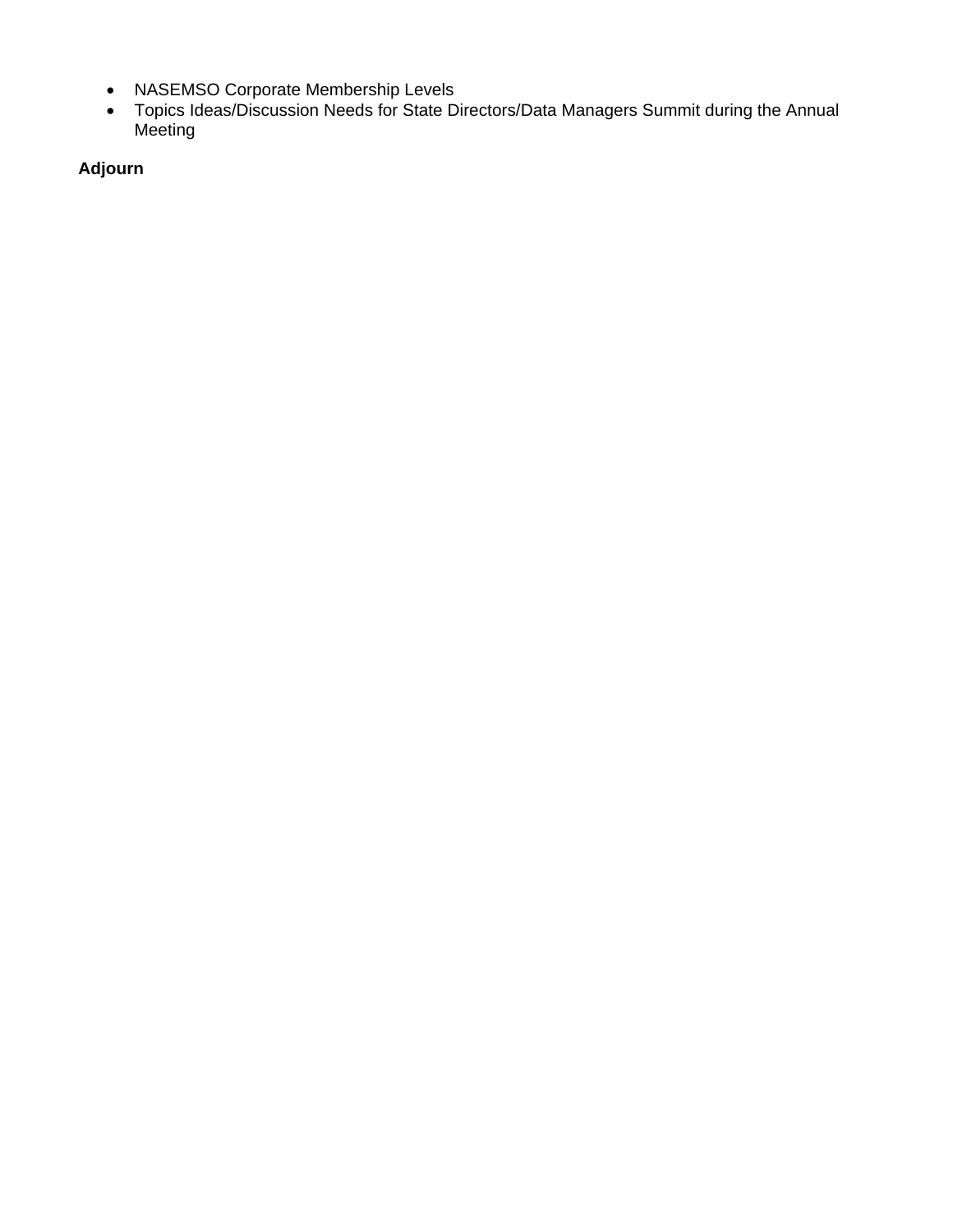- NASEMSO Corporate Membership Levels
- Topics Ideas/Discussion Needs for State Directors/Data Managers Summit during the Annual Meeting

**Adjourn**